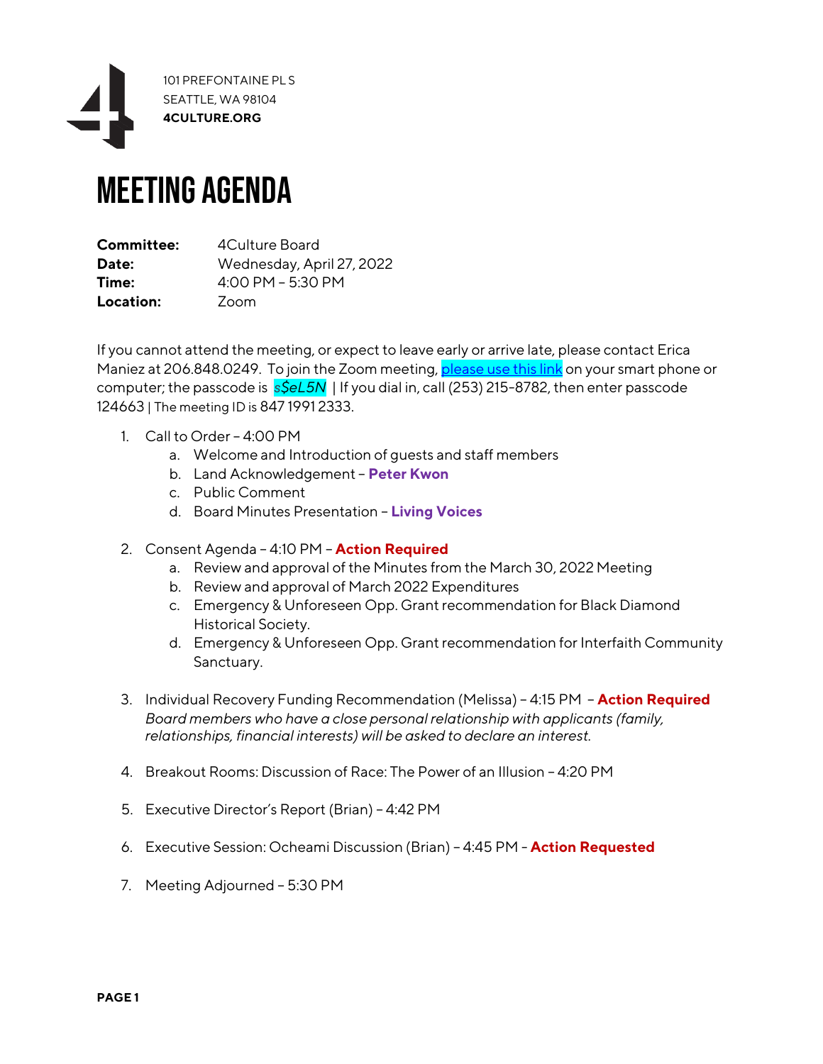101 PREFONTAINE PL S
SEATTLE, WA 98104
**4CULTURE.ORG**

# MEETING AGENDA

**Committee:** 4Culture Board
**Date:** Wednesday, April 27, 2022
**Time:** 4:00 PM – 5:30 PM
**Location:** Zoom

If you cannot attend the meeting, or expect to leave early or arrive late, please contact Erica Maniez at 206.848.0249. To join the Zoom meeting, please use this link on your smart phone or computer; the passcode is *s$eL5N* | If you dial in, call (253) 215-8782, then enter passcode 124663 | The meeting ID is 847 1991 2333.

1. Call to Order – 4:00 PM
    a. Welcome and Introduction of guests and staff members
    b. Land Acknowledgement – **Peter Kwon**
    c. Public Comment
    d. Board Minutes Presentation – **Living Voices**

2. Consent Agenda – 4:10 PM – **Action Required**
    a. Review and approval of the Minutes from the March 30, 2022 Meeting
    b. Review and approval of March 2022 Expenditures
    c. Emergency & Unforeseen Opp. Grant recommendation for Black Diamond Historical Society.
    d. Emergency & Unforeseen Opp. Grant recommendation for Interfaith Community Sanctuary.

3. Individual Recovery Funding Recommendation (Melissa) – 4:15 PM – **Action Required**
   *Board members who have a close personal relationship with applicants (family, relationships, financial interests) will be asked to declare an interest.*

4. Breakout Rooms: Discussion of Race: The Power of an Illusion – 4:20 PM

5. Executive Director's Report (Brian) – 4:42 PM

6. Executive Session: Ocheami Discussion (Brian) – 4:45 PM - **Action Requested**

7. Meeting Adjourned – 5:30 PM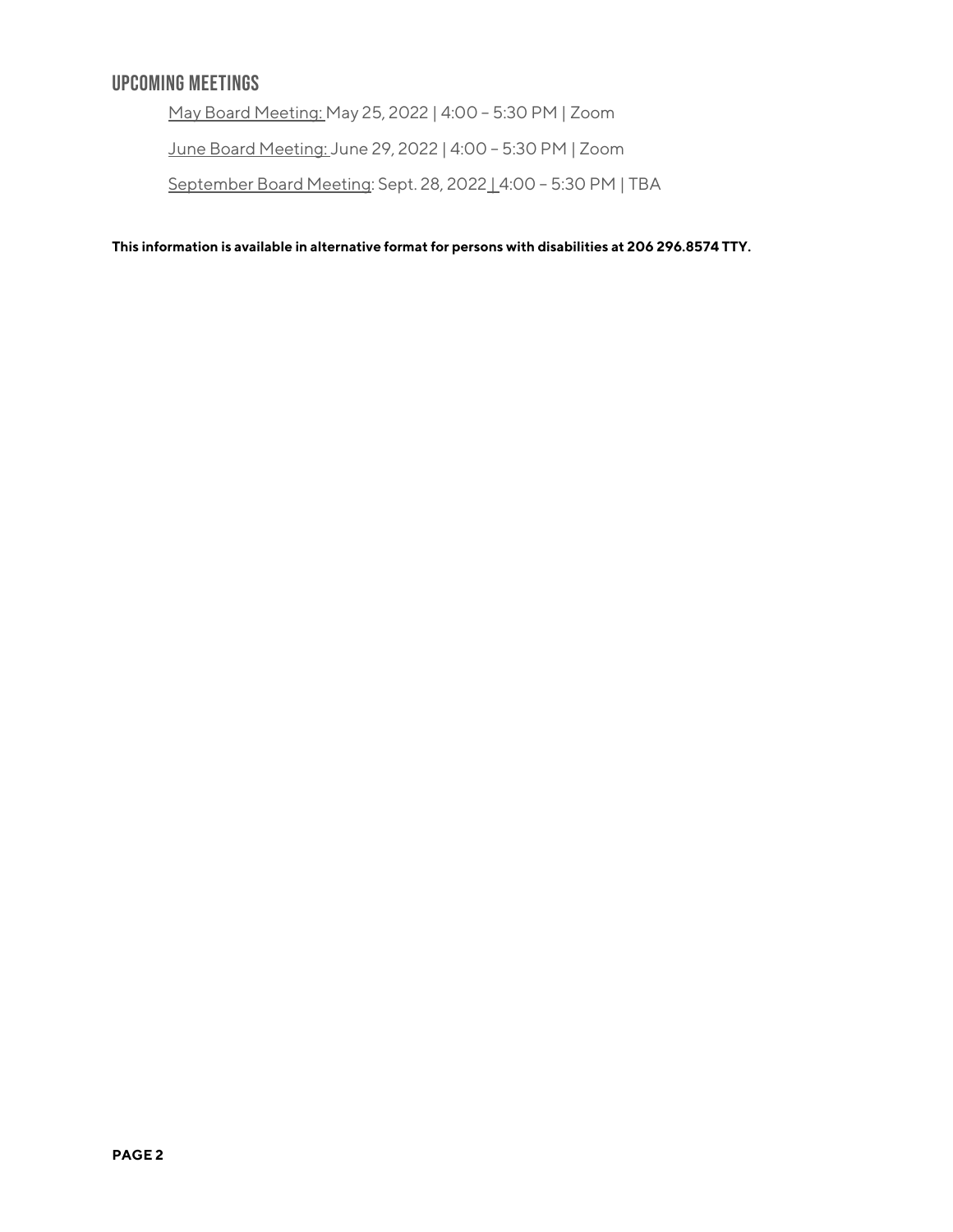## UPCOMING MEETINGS

May Board Meeting: May 25, 2022 | 4:00 – 5:30 PM | Zoom

June Board Meeting: June 29, 2022 | 4:00 – 5:30 PM | Zoom

September Board Meeting: Sept. 28, 2022 | 4:00 – 5:30 PM | TBA

**This information is available in alternative format for persons with disabilities at 206 296.8574 TTY.**